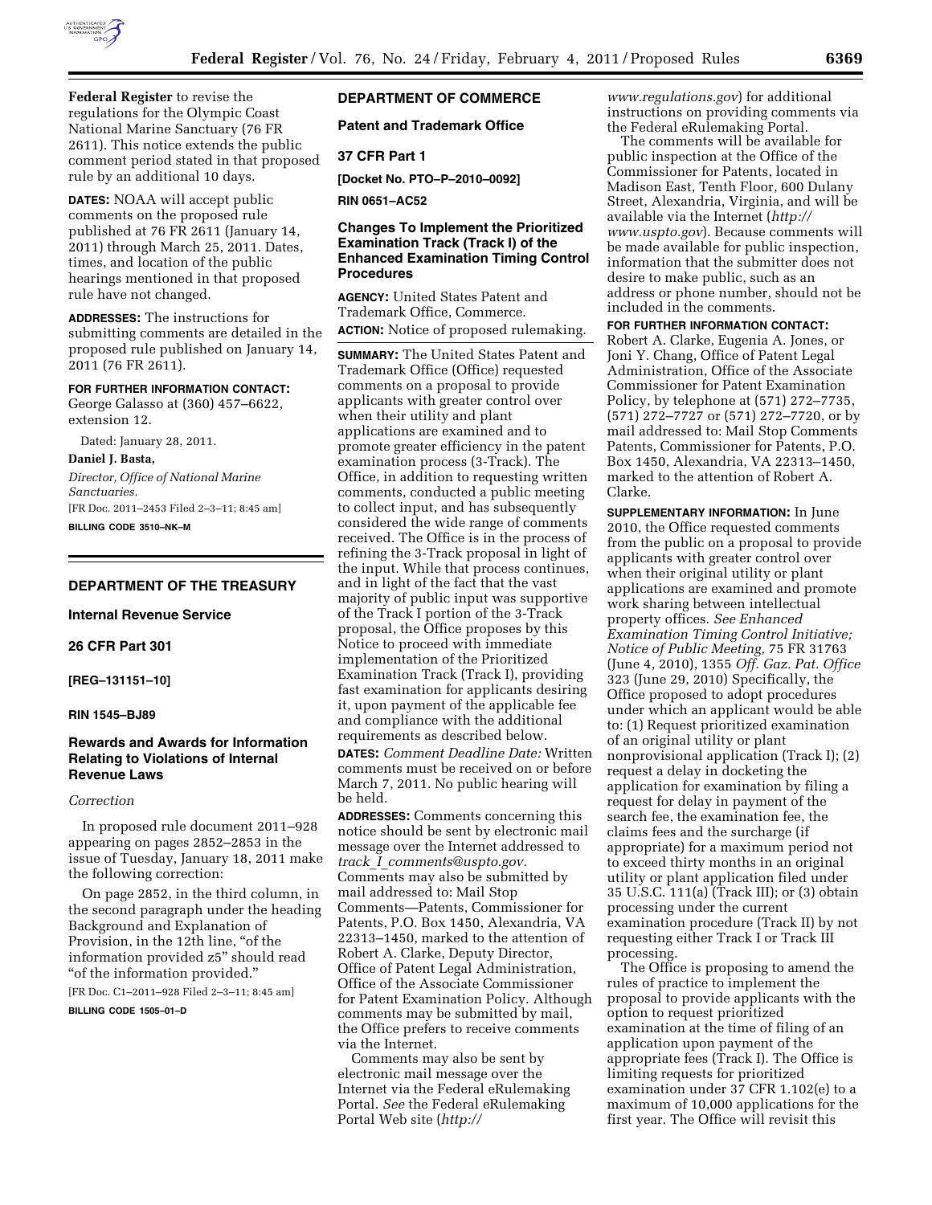**Federal Register** to revise the regulations for the Olympic Coast National Marine Sanctuary (76 FR 2611). This notice extends the public comment period stated in that proposed rule by an additional 10 days.

**DATES:** NOAA will accept public comments on the proposed rule published at 76 FR 2611 (January 14, 2011) through March 25, 2011. Dates, times, and location of the public hearings mentioned in that proposed rule have not changed.

**ADDRESSES:** The instructions for submitting comments are detailed in the proposed rule published on January 14, 2011 (76 FR 2611).

**FOR FURTHER INFORMATION CONTACT:** George Galasso at (360) 457–6622, extension 12.

Dated: January 28, 2011.

**Daniel J. Basta,**

*Director, Office of National Marine Sanctuaries.*

[FR Doc. 2011–2453 Filed 2–3–11; 8:45 am]

**BILLING CODE 3510–NK–M**

---

## DEPARTMENT OF THE TREASURY

### Internal Revenue Service

### 26 CFR Part 301

**[REG–131151–10]**

**RIN 1545–BJ89**

### Rewards and Awards for Information Relating to Violations of Internal Revenue Laws

*Correction*

In proposed rule document 2011–928 appearing on pages 2852–2853 in the issue of Tuesday, January 18, 2011 make the following correction:

On page 2852, in the third column, in the second paragraph under the heading Background and Explanation of Provision, in the 12th line, "of the information provided z5" should read "of the information provided."

[FR Doc. C1–2011–928 Filed 2–3–11; 8:45 am]

**BILLING CODE 1505–01–D**

---

## DEPARTMENT OF COMMERCE

### Patent and Trademark Office

### 37 CFR Part 1

**[Docket No. PTO–P–2010–0092]**

**RIN 0651–AC52**

### Changes To Implement the Prioritized Examination Track (Track I) of the Enhanced Examination Timing Control Procedures

**AGENCY:** United States Patent and Trademark Office, Commerce.

**ACTION:** Notice of proposed rulemaking.

**SUMMARY:** The United States Patent and Trademark Office (Office) requested comments on a proposal to provide applicants with greater control over when their utility and plant applications are examined and to promote greater efficiency in the patent examination process (3-Track). The Office, in addition to requesting written comments, conducted a public meeting to collect input, and has subsequently considered the wide range of comments received. The Office is in the process of refining the 3-Track proposal in light of the input. While that process continues, and in light of the fact that the vast majority of public input was supportive of the Track I portion of the 3-Track proposal, the Office proposes by this Notice to proceed with immediate implementation of the Prioritized Examination Track (Track I), providing fast examination for applicants desiring it, upon payment of the applicable fee and compliance with the additional requirements as described below.

**DATES:** *Comment Deadline Date:* Written comments must be received on or before March 7, 2011. No public hearing will be held.

**ADDRESSES:** Comments concerning this notice should be sent by electronic mail message over the Internet addressed to *track_I_comments@uspto.gov.* Comments may also be submitted by mail addressed to: Mail Stop Comments—Patents, Commissioner for Patents, P.O. Box 1450, Alexandria, VA 22313–1450, marked to the attention of Robert A. Clarke, Deputy Director, Office of Patent Legal Administration, Office of the Associate Commissioner for Patent Examination Policy. Although comments may be submitted by mail, the Office prefers to receive comments via the Internet.

Comments may also be sent by electronic mail message over the Internet via the Federal eRulemaking Portal. *See* the Federal eRulemaking Portal Web site (*http://www.regulations.gov*) for additional instructions on providing comments via the Federal eRulemaking Portal.

The comments will be available for public inspection at the Office of the Commissioner for Patents, located in Madison East, Tenth Floor, 600 Dulany Street, Alexandria, Virginia, and will be available via the Internet (*http://www.uspto.gov*). Because comments will be made available for public inspection, information that the submitter does not desire to make public, such as an address or phone number, should not be included in the comments.

**FOR FURTHER INFORMATION CONTACT:** Robert A. Clarke, Eugenia A. Jones, or Joni Y. Chang, Office of Patent Legal Administration, Office of the Associate Commissioner for Patent Examination Policy, by telephone at (571) 272–7735, (571) 272–7727 or (571) 272–7720, or by mail addressed to: Mail Stop Comments Patents, Commissioner for Patents, P.O. Box 1450, Alexandria, VA 22313–1450, marked to the attention of Robert A. Clarke.

**SUPPLEMENTARY INFORMATION:** In June 2010, the Office requested comments from the public on a proposal to provide applicants with greater control over when their original utility or plant applications are examined and promote work sharing between intellectual property offices. *See Enhanced Examination Timing Control Initiative; Notice of Public Meeting,* 75 FR 31763 (June 4, 2010), 1355 *Off. Gaz. Pat. Office* 323 (June 29, 2010) Specifically, the Office proposed to adopt procedures under which an applicant would be able to: (1) Request prioritized examination of an original utility or plant nonprovisional application (Track I); (2) request a delay in docketing the application for examination by filing a request for delay in payment of the search fee, the examination fee, the claims fees and the surcharge (if appropriate) for a maximum period not to exceed thirty months in an original utility or plant application filed under 35 U.S.C. 111(a) (Track III); or (3) obtain processing under the current examination procedure (Track II) by not requesting either Track I or Track III processing.

The Office is proposing to amend the rules of practice to implement the proposal to provide applicants with the option to request prioritized examination at the time of filing of an application upon payment of the appropriate fees (Track I). The Office is limiting requests for prioritized examination under 37 CFR 1.102(e) to a maximum of 10,000 applications for the first year. The Office will revisit this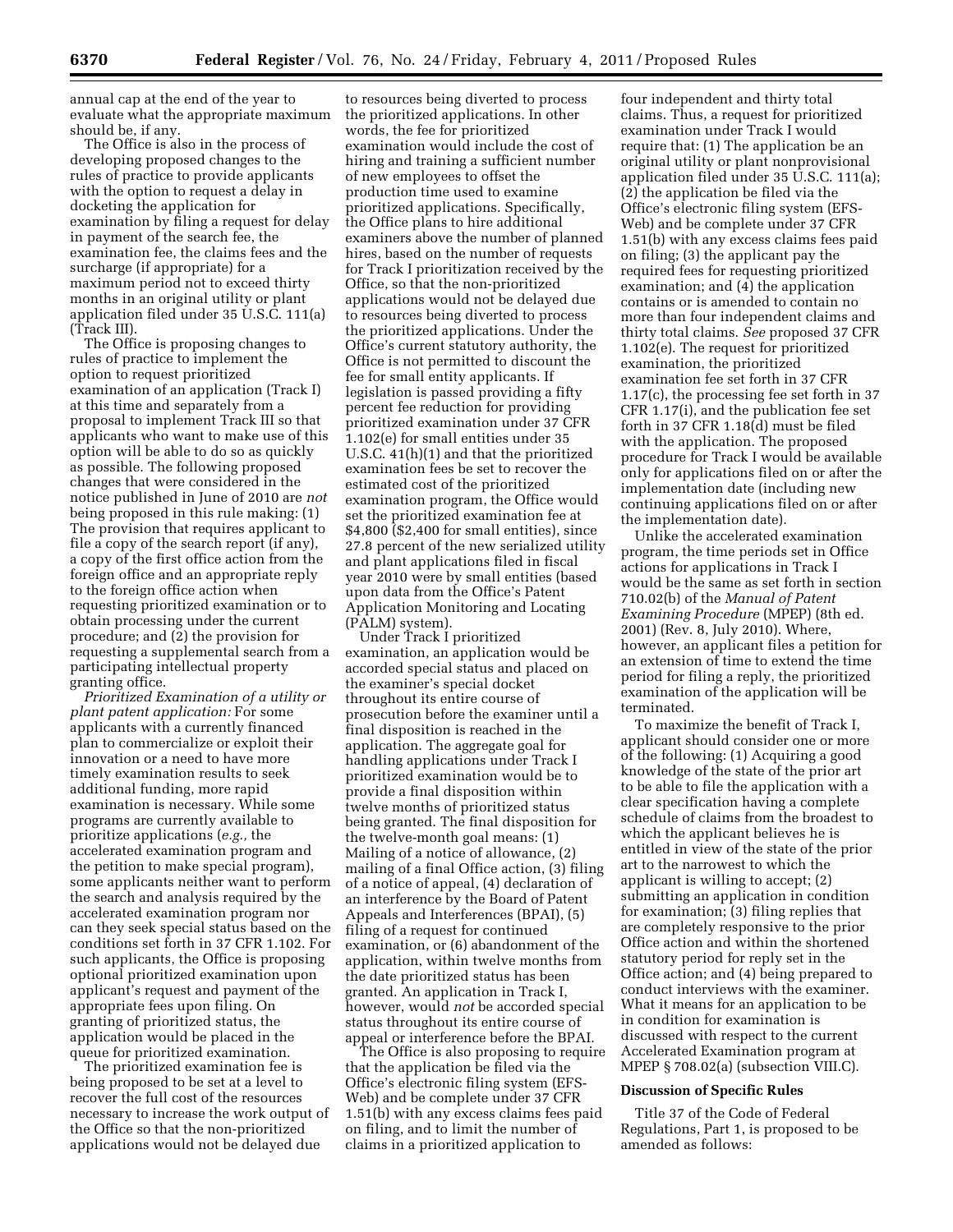annual cap at the end of the year to evaluate what the appropriate maximum should be, if any.

The Office is also in the process of developing proposed changes to the rules of practice to provide applicants with the option to request a delay in docketing the application for examination by filing a request for delay in payment of the search fee, the examination fee, the claims fees and the surcharge (if appropriate) for a maximum period not to exceed thirty months in an original utility or plant application filed under 35 U.S.C. 111(a) (Track III).

The Office is proposing changes to rules of practice to implement the option to request prioritized examination of an application (Track I) at this time and separately from a proposal to implement Track III so that applicants who want to make use of this option will be able to do so as quickly as possible. The following proposed changes that were considered in the notice published in June of 2010 are *not* being proposed in this rule making: (1) The provision that requires applicant to file a copy of the search report (if any), a copy of the first office action from the foreign office and an appropriate reply to the foreign office action when requesting prioritized examination or to obtain processing under the current procedure; and (2) the provision for requesting a supplemental search from a participating intellectual property granting office.

*Prioritized Examination of a utility or plant patent application:* For some applicants with a currently financed plan to commercialize or exploit their innovation or a need to have more timely examination results to seek additional funding, more rapid examination is necessary. While some programs are currently available to prioritize applications (*e.g.,* the accelerated examination program and the petition to make special program), some applicants neither want to perform the search and analysis required by the accelerated examination program nor can they seek special status based on the conditions set forth in 37 CFR 1.102. For such applicants, the Office is proposing optional prioritized examination upon applicant's request and payment of the appropriate fees upon filing. On granting of prioritized status, the application would be placed in the queue for prioritized examination.

The prioritized examination fee is being proposed to be set at a level to recover the full cost of the resources necessary to increase the work output of the Office so that the non-prioritized applications would not be delayed due to resources being diverted to process the prioritized applications. In other words, the fee for prioritized examination would include the cost of hiring and training a sufficient number of new employees to offset the production time used to examine prioritized applications. Specifically, the Office plans to hire additional examiners above the number of planned hires, based on the number of requests for Track I prioritization received by the Office, so that the non-prioritized applications would not be delayed due to resources being diverted to process the prioritized applications. Under the Office's current statutory authority, the Office is not permitted to discount the fee for small entity applicants. If legislation is passed providing a fifty percent fee reduction for providing prioritized examination under 37 CFR 1.102(e) for small entities under 35 U.S.C. 41(h)(1) and that the prioritized examination fees be set to recover the estimated cost of the prioritized examination program, the Office would set the prioritized examination fee at $4,800 ($2,400 for small entities), since 27.8 percent of the new serialized utility and plant applications filed in fiscal year 2010 were by small entities (based upon data from the Office's Patent Application Monitoring and Locating (PALM) system).

Under Track I prioritized examination, an application would be accorded special status and placed on the examiner's special docket throughout its entire course of prosecution before the examiner until a final disposition is reached in the application. The aggregate goal for handling applications under Track I prioritized examination would be to provide a final disposition within twelve months of prioritized status being granted. The final disposition for the twelve-month goal means: (1) Mailing of a notice of allowance, (2) mailing of a final Office action, (3) filing of a notice of appeal, (4) declaration of an interference by the Board of Patent Appeals and Interferences (BPAI), (5) filing of a request for continued examination, or (6) abandonment of the application, within twelve months from the date prioritized status has been granted. An application in Track I, however, would *not* be accorded special status throughout its entire course of appeal or interference before the BPAI.

The Office is also proposing to require that the application be filed via the Office's electronic filing system (EFS-Web) and be complete under 37 CFR 1.51(b) with any excess claims fees paid on filing, and to limit the number of claims in a prioritized application to four independent and thirty total claims. Thus, a request for prioritized examination under Track I would require that: (1) The application be an original utility or plant nonprovisional application filed under 35 U.S.C. 111(a); (2) the application be filed via the Office's electronic filing system (EFS-Web) and be complete under 37 CFR 1.51(b) with any excess claims fees paid on filing; (3) the applicant pay the required fees for requesting prioritized examination; and (4) the application contains or is amended to contain no more than four independent claims and thirty total claims. *See* proposed 37 CFR 1.102(e). The request for prioritized examination, the prioritized examination fee set forth in 37 CFR 1.17(c), the processing fee set forth in 37 CFR 1.17(i), and the publication fee set forth in 37 CFR 1.18(d) must be filed with the application. The proposed procedure for Track I would be available only for applications filed on or after the implementation date (including new continuing applications filed on or after the implementation date).

Unlike the accelerated examination program, the time periods set in Office actions for applications in Track I would be the same as set forth in section 710.02(b) of the *Manual of Patent Examining Procedure* (MPEP) (8th ed. 2001) (Rev. 8, July 2010). Where, however, an applicant files a petition for an extension of time to extend the time period for filing a reply, the prioritized examination of the application will be terminated.

To maximize the benefit of Track I, applicant should consider one or more of the following: (1) Acquiring a good knowledge of the state of the prior art to be able to file the application with a clear specification having a complete schedule of claims from the broadest to which the applicant believes he is entitled in view of the state of the prior art to the narrowest to which the applicant is willing to accept; (2) submitting an application in condition for examination; (3) filing replies that are completely responsive to the prior Office action and within the shortened statutory period for reply set in the Office action; and (4) being prepared to conduct interviews with the examiner. What it means for an application to be in condition for examination is discussed with respect to the current Accelerated Examination program at MPEP § 708.02(a) (subsection VIII.C).

**Discussion of Specific Rules**

Title 37 of the Code of Federal Regulations, Part 1, is proposed to be amended as follows: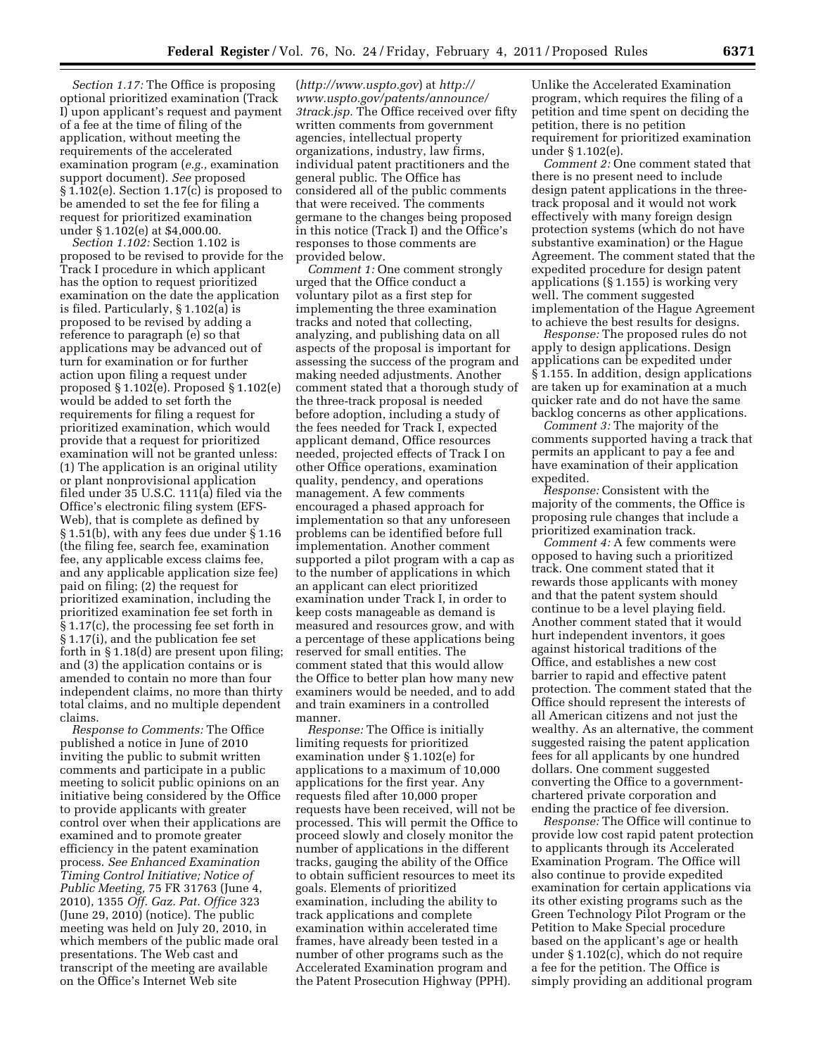*Section 1.17:* The Office is proposing optional prioritized examination (Track I) upon applicant's request and payment of a fee at the time of filing of the application, without meeting the requirements of the accelerated examination program (*e.g.,* examination support document). *See* proposed § 1.102(e). Section 1.17(c) is proposed to be amended to set the fee for filing a request for prioritized examination under § 1.102(e) at $4,000.00.

*Section 1.102:* Section 1.102 is proposed to be revised to provide for the Track I procedure in which applicant has the option to request prioritized examination on the date the application is filed. Particularly, § 1.102(a) is proposed to be revised by adding a reference to paragraph (e) so that applications may be advanced out of turn for examination or for further action upon filing a request under proposed § 1.102(e). Proposed § 1.102(e) would be added to set forth the requirements for filing a request for prioritized examination, which would provide that a request for prioritized examination will not be granted unless: (1) The application is an original utility or plant nonprovisional application filed under 35 U.S.C. 111(a) filed via the Office's electronic filing system (EFS-Web), that is complete as defined by § 1.51(b), with any fees due under § 1.16 (the filing fee, search fee, examination fee, any applicable excess claims fee, and any applicable application size fee) paid on filing; (2) the request for prioritized examination, including the prioritized examination fee set forth in § 1.17(c), the processing fee set forth in § 1.17(i), and the publication fee set forth in § 1.18(d) are present upon filing; and (3) the application contains or is amended to contain no more than four independent claims, no more than thirty total claims, and no multiple dependent claims.

*Response to Comments:* The Office published a notice in June of 2010 inviting the public to submit written comments and participate in a public meeting to solicit public opinions on an initiative being considered by the Office to provide applicants with greater control over when their applications are examined and to promote greater efficiency in the patent examination process. *See Enhanced Examination Timing Control Initiative; Notice of Public Meeting,* 75 FR 31763 (June 4, 2010), 1355 *Off. Gaz. Pat. Office* 323 (June 29, 2010) (notice). The public meeting was held on July 20, 2010, in which members of the public made oral presentations. The Web cast and transcript of the meeting are available on the Office's Internet Web site (*http://www.uspto.gov*) at *http://www.uspto.gov/patents/announce/3track.jsp.* The Office received over fifty written comments from government agencies, intellectual property organizations, industry, law firms, individual patent practitioners and the general public. The Office has considered all of the public comments that were received. The comments germane to the changes being proposed in this notice (Track I) and the Office's responses to those comments are provided below.

*Comment 1:* One comment strongly urged that the Office conduct a voluntary pilot as a first step for implementing the three examination tracks and noted that collecting, analyzing, and publishing data on all aspects of the proposal is important for assessing the success of the program and making needed adjustments. Another comment stated that a thorough study of the three-track proposal is needed before adoption, including a study of the fees needed for Track I, expected applicant demand, Office resources needed, projected effects of Track I on other Office operations, examination quality, pendency, and operations management. A few comments encouraged a phased approach for implementation so that any unforeseen problems can be identified before full implementation. Another comment supported a pilot program with a cap as to the number of applications in which an applicant can elect prioritized examination under Track I, in order to keep costs manageable as demand is measured and resources grow, and with a percentage of these applications being reserved for small entities. The comment stated that this would allow the Office to better plan how many new examiners would be needed, and to add and train examiners in a controlled manner.

*Response:* The Office is initially limiting requests for prioritized examination under § 1.102(e) for applications to a maximum of 10,000 applications for the first year. Any requests filed after 10,000 proper requests have been received, will not be processed. This will permit the Office to proceed slowly and closely monitor the number of applications in the different tracks, gauging the ability of the Office to obtain sufficient resources to meet its goals. Elements of prioritized examination, including the ability to track applications and complete examination within accelerated time frames, have already been tested in a number of other programs such as the Accelerated Examination program and the Patent Prosecution Highway (PPH). Unlike the Accelerated Examination program, which requires the filing of a petition and time spent on deciding the petition, there is no petition requirement for prioritized examination under § 1.102(e).

*Comment 2:* One comment stated that there is no present need to include design patent applications in the three-track proposal and it would not work effectively with many foreign design protection systems (which do not have substantive examination) or the Hague Agreement. The comment stated that the expedited procedure for design patent applications (§ 1.155) is working very well. The comment suggested implementation of the Hague Agreement to achieve the best results for designs.

*Response:* The proposed rules do not apply to design applications. Design applications can be expedited under § 1.155. In addition, design applications are taken up for examination at a much quicker rate and do not have the same backlog concerns as other applications.

*Comment 3:* The majority of the comments supported having a track that permits an applicant to pay a fee and have examination of their application expedited.

*Response:* Consistent with the majority of the comments, the Office is proposing rule changes that include a prioritized examination track.

*Comment 4:* A few comments were opposed to having such a prioritized track. One comment stated that it rewards those applicants with money and that the patent system should continue to be a level playing field. Another comment stated that it would hurt independent inventors, it goes against historical traditions of the Office, and establishes a new cost barrier to rapid and effective patent protection. The comment stated that the Office should represent the interests of all American citizens and not just the wealthy. As an alternative, the comment suggested raising the patent application fees for all applicants by one hundred dollars. One comment suggested converting the Office to a government-chartered private corporation and ending the practice of fee diversion.

*Response:* The Office will continue to provide low cost rapid patent protection to applicants through its Accelerated Examination Program. The Office will also continue to provide expedited examination for certain applications via its other existing programs such as the Green Technology Pilot Program or the Petition to Make Special procedure based on the applicant's age or health under § 1.102(c), which do not require a fee for the petition. The Office is simply providing an additional program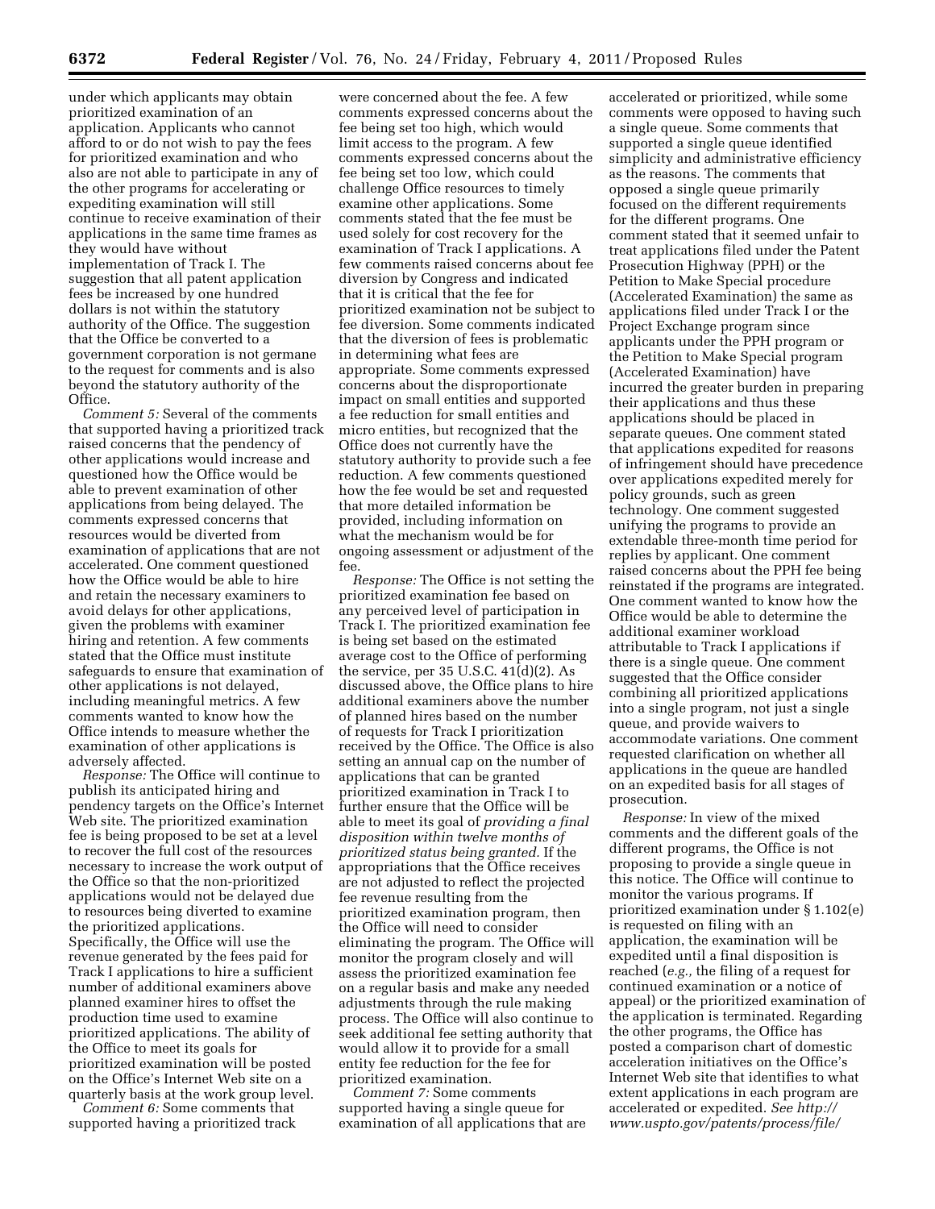under which applicants may obtain prioritized examination of an application. Applicants who cannot afford to or do not wish to pay the fees for prioritized examination and who also are not able to participate in any of the other programs for accelerating or expediting examination will still continue to receive examination of their applications in the same time frames as they would have without implementation of Track I. The suggestion that all patent application fees be increased by one hundred dollars is not within the statutory authority of the Office. The suggestion that the Office be converted to a government corporation is not germane to the request for comments and is also beyond the statutory authority of the Office.

*Comment 5:* Several of the comments that supported having a prioritized track raised concerns that the pendency of other applications would increase and questioned how the Office would be able to prevent examination of other applications from being delayed. The comments expressed concerns that resources would be diverted from examination of applications that are not accelerated. One comment questioned how the Office would be able to hire and retain the necessary examiners to avoid delays for other applications, given the problems with examiner hiring and retention. A few comments stated that the Office must institute safeguards to ensure that examination of other applications is not delayed, including meaningful metrics. A few comments wanted to know how the Office intends to measure whether the examination of other applications is adversely affected.

*Response:* The Office will continue to publish its anticipated hiring and pendency targets on the Office's Internet Web site. The prioritized examination fee is being proposed to be set at a level to recover the full cost of the resources necessary to increase the work output of the Office so that the non-prioritized applications would not be delayed due to resources being diverted to examine the prioritized applications. Specifically, the Office will use the revenue generated by the fees paid for Track I applications to hire a sufficient number of additional examiners above planned examiner hires to offset the production time used to examine prioritized applications. The ability of the Office to meet its goals for prioritized examination will be posted on the Office's Internet Web site on a quarterly basis at the work group level.

*Comment 6:* Some comments that supported having a prioritized track were concerned about the fee. A few comments expressed concerns about the fee being set too high, which would limit access to the program. A few comments expressed concerns about the fee being set too low, which could challenge Office resources to timely examine other applications. Some comments stated that the fee must be used solely for cost recovery for the examination of Track I applications. A few comments raised concerns about fee diversion by Congress and indicated that it is critical that the fee for prioritized examination not be subject to fee diversion. Some comments indicated that the diversion of fees is problematic in determining what fees are appropriate. Some comments expressed concerns about the disproportionate impact on small entities and supported a fee reduction for small entities and micro entities, but recognized that the Office does not currently have the statutory authority to provide such a fee reduction. A few comments questioned how the fee would be set and requested that more detailed information be provided, including information on what the mechanism would be for ongoing assessment or adjustment of the fee.

*Response:* The Office is not setting the prioritized examination fee based on any perceived level of participation in Track I. The prioritized examination fee is being set based on the estimated average cost to the Office of performing the service, per 35 U.S.C. 41(d)(2). As discussed above, the Office plans to hire additional examiners above the number of planned hires based on the number of requests for Track I prioritization received by the Office. The Office is also setting an annual cap on the number of applications that can be granted prioritized examination in Track I to further ensure that the Office will be able to meet its goal of *providing a final disposition within twelve months of prioritized status being granted.* If the appropriations that the Office receives are not adjusted to reflect the projected fee revenue resulting from the prioritized examination program, then the Office will need to consider eliminating the program. The Office will monitor the program closely and will assess the prioritized examination fee on a regular basis and make any needed adjustments through the rule making process. The Office will also continue to seek additional fee setting authority that would allow it to provide for a small entity fee reduction for the fee for prioritized examination.

*Comment 7:* Some comments supported having a single queue for examination of all applications that are accelerated or prioritized, while some comments were opposed to having such a single queue. Some comments that supported a single queue identified simplicity and administrative efficiency as the reasons. The comments that opposed a single queue primarily focused on the different requirements for the different programs. One comment stated that it seemed unfair to treat applications filed under the Patent Prosecution Highway (PPH) or the Petition to Make Special procedure (Accelerated Examination) the same as applications filed under Track I or the Project Exchange program since applicants under the PPH program or the Petition to Make Special program (Accelerated Examination) have incurred the greater burden in preparing their applications and thus these applications should be placed in separate queues. One comment stated that applications expedited for reasons of infringement should have precedence over applications expedited merely for policy grounds, such as green technology. One comment suggested unifying the programs to provide an extendable three-month time period for replies by applicant. One comment raised concerns about the PPH fee being reinstated if the programs are integrated. One comment wanted to know how the Office would be able to determine the additional examiner workload attributable to Track I applications if there is a single queue. One comment suggested that the Office consider combining all prioritized applications into a single program, not just a single queue, and provide waivers to accommodate variations. One comment requested clarification on whether all applications in the queue are handled on an expedited basis for all stages of prosecution.

*Response:* In view of the mixed comments and the different goals of the different programs, the Office is not proposing to provide a single queue in this notice. The Office will continue to monitor the various programs. If prioritized examination under § 1.102(e) is requested on filing with an application, the examination will be expedited until a final disposition is reached (*e.g.,* the filing of a request for continued examination or a notice of appeal) or the prioritized examination of the application is terminated. Regarding the other programs, the Office has posted a comparison chart of domestic acceleration initiatives on the Office's Internet Web site that identifies to what extent applications in each program are accelerated or expedited. *See http://www.uspto.gov/patents/process/file/*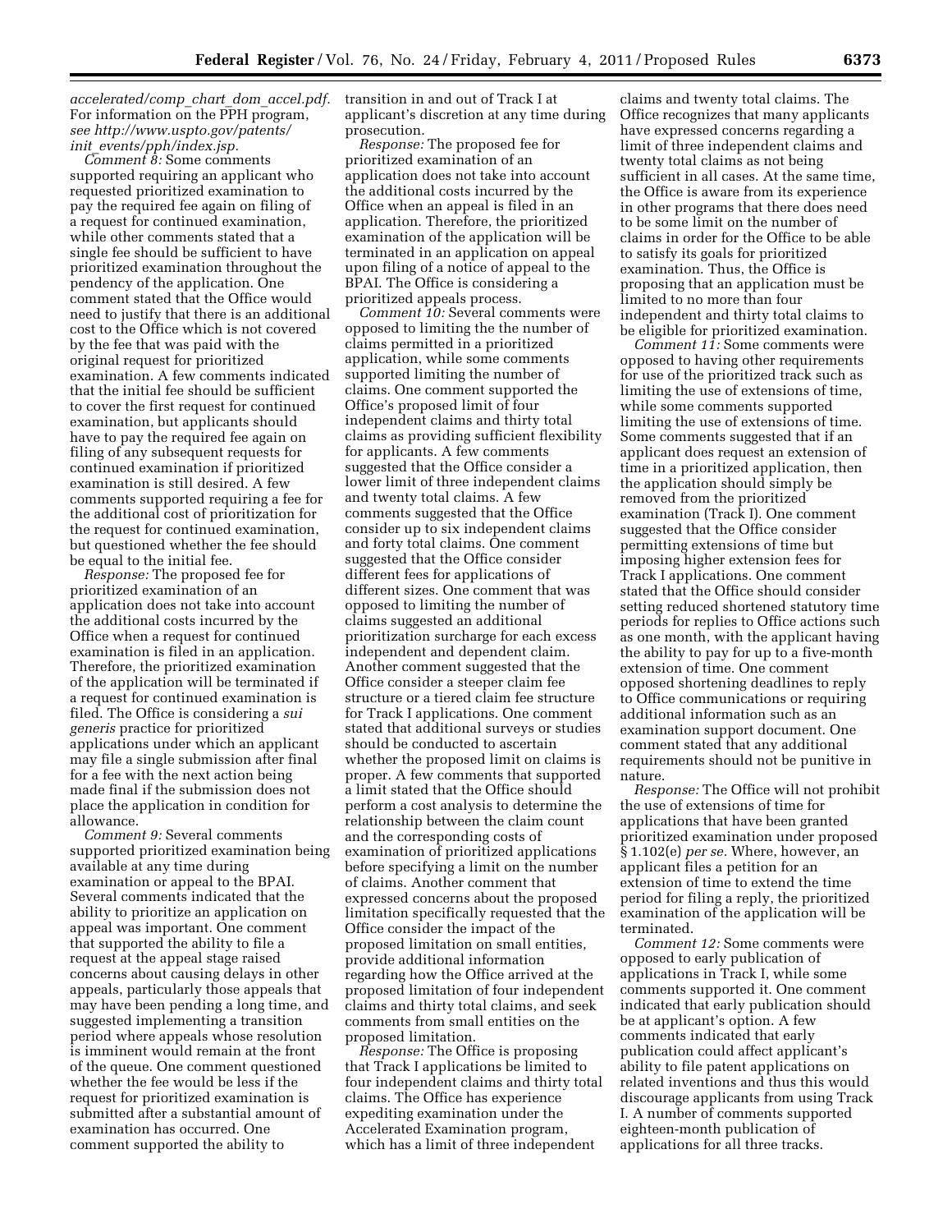*accelerated/comp_chart_dom_accel.pdf.* For information on the PPH program, *see http://www.uspto.gov/patents/init_events/pph/index.jsp.*

*Comment 8:* Some comments supported requiring an applicant who requested prioritized examination to pay the required fee again on filing of a request for continued examination, while other comments stated that a single fee should be sufficient to have prioritized examination throughout the pendency of the application. One comment stated that the Office would need to justify that there is an additional cost to the Office which is not covered by the fee that was paid with the original request for prioritized examination. A few comments indicated that the initial fee should be sufficient to cover the first request for continued examination, but applicants should have to pay the required fee again on filing of any subsequent requests for continued examination if prioritized examination is still desired. A few comments supported requiring a fee for the additional cost of prioritization for the request for continued examination, but questioned whether the fee should be equal to the initial fee.

*Response:* The proposed fee for prioritized examination of an application does not take into account the additional costs incurred by the Office when a request for continued examination is filed in an application. Therefore, the prioritized examination of the application will be terminated if a request for continued examination is filed. The Office is considering a *sui generis* practice for prioritized applications under which an applicant may file a single submission after final for a fee with the next action being made final if the submission does not place the application in condition for allowance.

*Comment 9:* Several comments supported prioritized examination being available at any time during examination or appeal to the BPAI. Several comments indicated that the ability to prioritize an application on appeal was important. One comment that supported the ability to file a request at the appeal stage raised concerns about causing delays in other appeals, particularly those appeals that may have been pending a long time, and suggested implementing a transition period where appeals whose resolution is imminent would remain at the front of the queue. One comment questioned whether the fee would be less if the request for prioritized examination is submitted after a substantial amount of examination has occurred. One comment supported the ability to transition in and out of Track I at applicant's discretion at any time during prosecution.

*Response:* The proposed fee for prioritized examination of an application does not take into account the additional costs incurred by the Office when an appeal is filed in an application. Therefore, the prioritized examination of the application will be terminated in an application on appeal upon filing of a notice of appeal to the BPAI. The Office is considering a prioritized appeals process.

*Comment 10:* Several comments were opposed to limiting the the number of claims permitted in a prioritized application, while some comments supported limiting the number of claims. One comment supported the Office's proposed limit of four independent claims and thirty total claims as providing sufficient flexibility for applicants. A few comments suggested that the Office consider a lower limit of three independent claims and twenty total claims. A few comments suggested that the Office consider up to six independent claims and forty total claims. One comment suggested that the Office consider different fees for applications of different sizes. One comment that was opposed to limiting the number of claims suggested an additional prioritization surcharge for each excess independent and dependent claim. Another comment suggested that the Office consider a steeper claim fee structure or a tiered claim fee structure for Track I applications. One comment stated that additional surveys or studies should be conducted to ascertain whether the proposed limit on claims is proper. A few comments that supported a limit stated that the Office should perform a cost analysis to determine the relationship between the claim count and the corresponding costs of examination of prioritized applications before specifying a limit on the number of claims. Another comment that expressed concerns about the proposed limitation specifically requested that the Office consider the impact of the proposed limitation on small entities, provide additional information regarding how the Office arrived at the proposed limitation of four independent claims and thirty total claims, and seek comments from small entities on the proposed limitation.

*Response:* The Office is proposing that Track I applications be limited to four independent claims and thirty total claims. The Office has experience expediting examination under the Accelerated Examination program, which has a limit of three independent claims and twenty total claims. The Office recognizes that many applicants have expressed concerns regarding a limit of three independent claims and twenty total claims as not being sufficient in all cases. At the same time, the Office is aware from its experience in other programs that there does need to be some limit on the number of claims in order for the Office to be able to satisfy its goals for prioritized examination. Thus, the Office is proposing that an application must be limited to no more than four independent and thirty total claims to be eligible for prioritized examination.

*Comment 11:* Some comments were opposed to having other requirements for use of the prioritized track such as limiting the use of extensions of time, while some comments supported limiting the use of extensions of time. Some comments suggested that if an applicant does request an extension of time in a prioritized application, then the application should simply be removed from the prioritized examination (Track I). One comment suggested that the Office consider permitting extensions of time but imposing higher extension fees for Track I applications. One comment stated that the Office should consider setting reduced shortened statutory time periods for replies to Office actions such as one month, with the applicant having the ability to pay for up to a five-month extension of time. One comment opposed shortening deadlines to reply to Office communications or requiring additional information such as an examination support document. One comment stated that any additional requirements should not be punitive in nature.

*Response:* The Office will not prohibit the use of extensions of time for applications that have been granted prioritized examination under proposed § 1.102(e) *per se.* Where, however, an applicant files a petition for an extension of time to extend the time period for filing a reply, the prioritized examination of the application will be terminated.

*Comment 12:* Some comments were opposed to early publication of applications in Track I, while some comments supported it. One comment indicated that early publication should be at applicant's option. A few comments indicated that early publication could affect applicant's ability to file patent applications on related inventions and thus this would discourage applicants from using Track I. A number of comments supported eighteen-month publication of applications for all three tracks.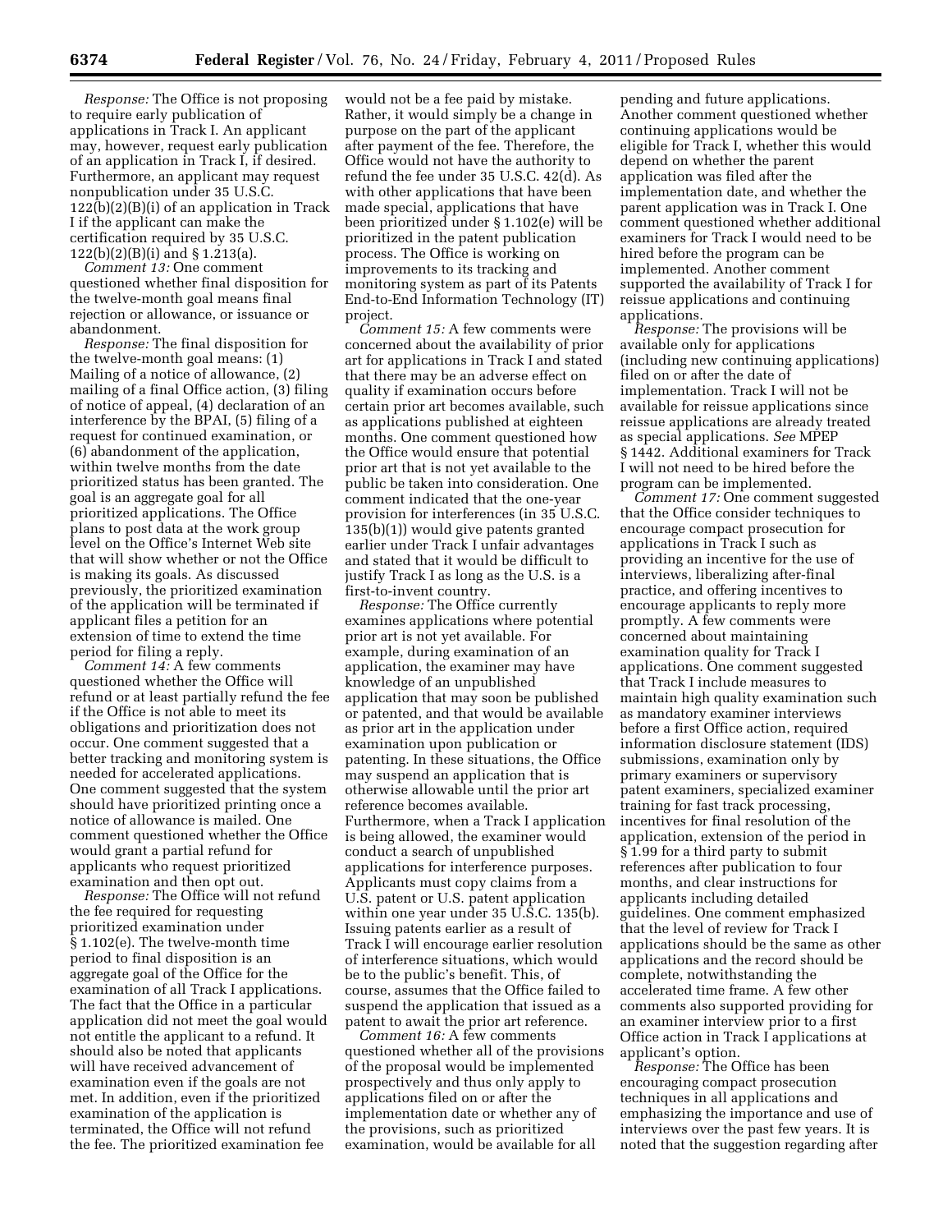*Response:* The Office is not proposing to require early publication of applications in Track I. An applicant may, however, request early publication of an application in Track I, if desired. Furthermore, an applicant may request nonpublication under 35 U.S.C. 122(b)(2)(B)(i) of an application in Track I if the applicant can make the certification required by 35 U.S.C. 122(b)(2)(B)(i) and § 1.213(a).

*Comment 13:* One comment questioned whether final disposition for the twelve-month goal means final rejection or allowance, or issuance or abandonment.

*Response:* The final disposition for the twelve-month goal means: (1) Mailing of a notice of allowance, (2) mailing of a final Office action, (3) filing of notice of appeal, (4) declaration of an interference by the BPAI, (5) filing of a request for continued examination, or (6) abandonment of the application, within twelve months from the date prioritized status has been granted. The goal is an aggregate goal for all prioritized applications. The Office plans to post data at the work group level on the Office's Internet Web site that will show whether or not the Office is making its goals. As discussed previously, the prioritized examination of the application will be terminated if applicant files a petition for an extension of time to extend the time period for filing a reply.

*Comment 14:* A few comments questioned whether the Office will refund or at least partially refund the fee if the Office is not able to meet its obligations and prioritization does not occur. One comment suggested that a better tracking and monitoring system is needed for accelerated applications. One comment suggested that the system should have prioritized printing once a notice of allowance is mailed. One comment questioned whether the Office would grant a partial refund for applicants who request prioritized examination and then opt out.

*Response:* The Office will not refund the fee required for requesting prioritized examination under § 1.102(e). The twelve-month time period to final disposition is an aggregate goal of the Office for the examination of all Track I applications. The fact that the Office in a particular application did not meet the goal would not entitle the applicant to a refund. It should also be noted that applicants will have received advancement of examination even if the goals are not met. In addition, even if the prioritized examination of the application is terminated, the Office will not refund the fee. The prioritized examination fee would not be a fee paid by mistake. Rather, it would simply be a change in purpose on the part of the applicant after payment of the fee. Therefore, the Office would not have the authority to refund the fee under 35 U.S.C. 42(d). As with other applications that have been made special, applications that have been prioritized under § 1.102(e) will be prioritized in the patent publication process. The Office is working on improvements to its tracking and monitoring system as part of its Patents End-to-End Information Technology (IT) project.

*Comment 15:* A few comments were concerned about the availability of prior art for applications in Track I and stated that there may be an adverse effect on quality if examination occurs before certain prior art becomes available, such as applications published at eighteen months. One comment questioned how the Office would ensure that potential prior art that is not yet available to the public be taken into consideration. One comment indicated that the one-year provision for interferences (in 35 U.S.C. 135(b)(1)) would give patents granted earlier under Track I unfair advantages and stated that it would be difficult to justify Track I as long as the U.S. is a first-to-invent country.

*Response:* The Office currently examines applications where potential prior art is not yet available. For example, during examination of an application, the examiner may have knowledge of an unpublished application that may soon be published or patented, and that would be available as prior art in the application under examination upon publication or patenting. In these situations, the Office may suspend an application that is otherwise allowable until the prior art reference becomes available. Furthermore, when a Track I application is being allowed, the examiner would conduct a search of unpublished applications for interference purposes. Applicants must copy claims from a U.S. patent or U.S. patent application within one year under 35 U.S.C. 135(b). Issuing patents earlier as a result of Track I will encourage earlier resolution of interference situations, which would be to the public's benefit. This, of course, assumes that the Office failed to suspend the application that issued as a patent to await the prior art reference.

*Comment 16:* A few comments questioned whether all of the provisions of the proposal would be implemented prospectively and thus only apply to applications filed on or after the implementation date or whether any of the provisions, such as prioritized examination, would be available for all pending and future applications. Another comment questioned whether continuing applications would be eligible for Track I, whether this would depend on whether the parent application was filed after the implementation date, and whether the parent application was in Track I. One comment questioned whether additional examiners for Track I would need to be hired before the program can be implemented. Another comment supported the availability of Track I for reissue applications and continuing applications.

*Response:* The provisions will be available only for applications (including new continuing applications) filed on or after the date of implementation. Track I will not be available for reissue applications since reissue applications are already treated as special applications. *See* MPEP § 1442. Additional examiners for Track I will not need to be hired before the program can be implemented.

*Comment 17:* One comment suggested that the Office consider techniques to encourage compact prosecution for applications in Track I such as providing an incentive for the use of interviews, liberalizing after-final practice, and offering incentives to encourage applicants to reply more promptly. A few comments were concerned about maintaining examination quality for Track I applications. One comment suggested that Track I include measures to maintain high quality examination such as mandatory examiner interviews before a first Office action, required information disclosure statement (IDS) submissions, examination only by primary examiners or supervisory patent examiners, specialized examiner training for fast track processing, incentives for final resolution of the application, extension of the period in § 1.99 for a third party to submit references after publication to four months, and clear instructions for applicants including detailed guidelines. One comment emphasized that the level of review for Track I applications should be the same as other applications and the record should be complete, notwithstanding the accelerated time frame. A few other comments also supported providing for an examiner interview prior to a first Office action in Track I applications at applicant's option.

*Response:* The Office has been encouraging compact prosecution techniques in all applications and emphasizing the importance and use of interviews over the past few years. It is noted that the suggestion regarding after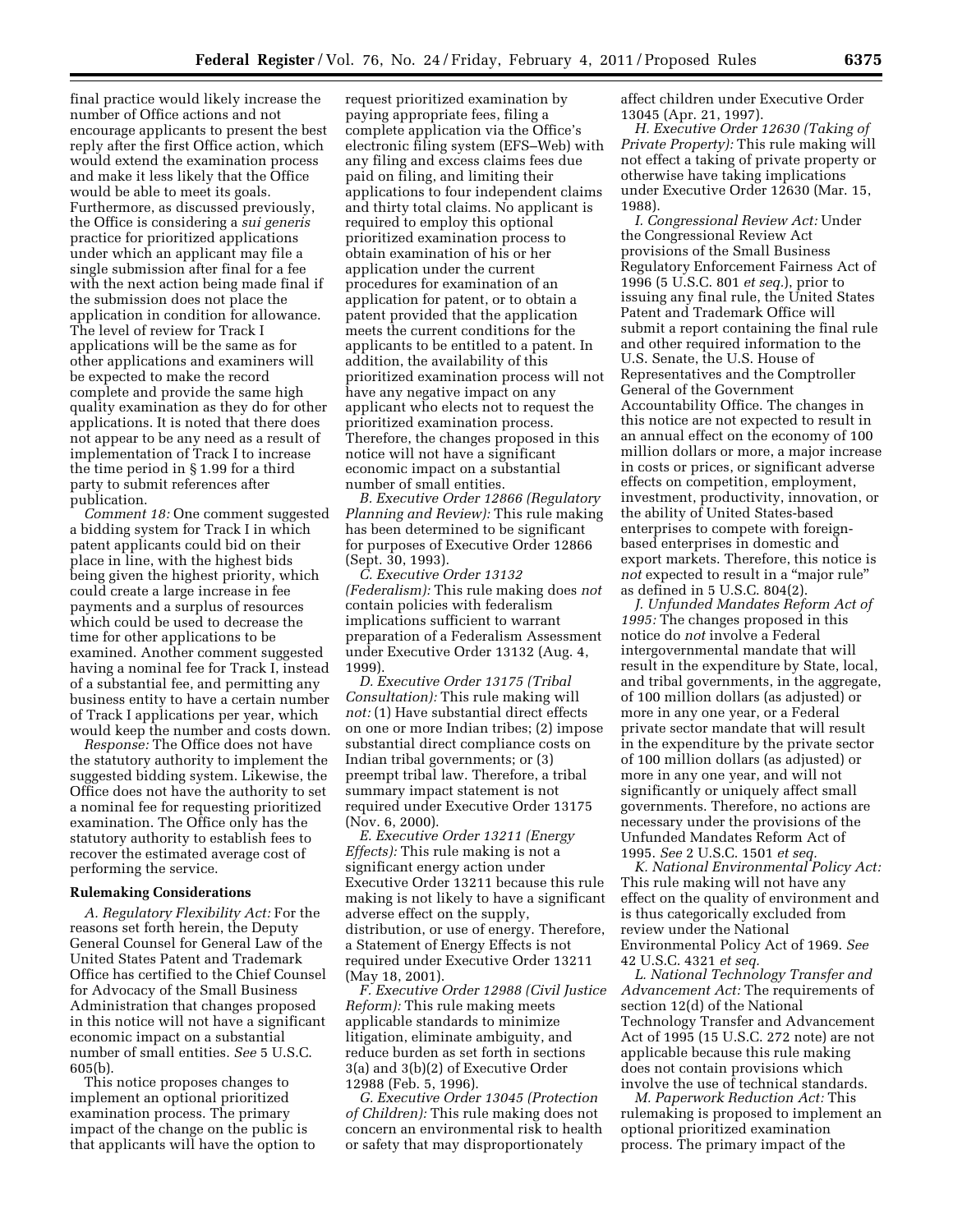final practice would likely increase the number of Office actions and not encourage applicants to present the best reply after the first Office action, which would extend the examination process and make it less likely that the Office would be able to meet its goals. Furthermore, as discussed previously, the Office is considering a *sui generis* practice for prioritized applications under which an applicant may file a single submission after final for a fee with the next action being made final if the submission does not place the application in condition for allowance. The level of review for Track I applications will be the same as for other applications and examiners will be expected to make the record complete and provide the same high quality examination as they do for other applications. It is noted that there does not appear to be any need as a result of implementation of Track I to increase the time period in § 1.99 for a third party to submit references after publication.

*Comment 18:* One comment suggested a bidding system for Track I in which patent applicants could bid on their place in line, with the highest bids being given the highest priority, which could create a large increase in fee payments and a surplus of resources which could be used to decrease the time for other applications to be examined. Another comment suggested having a nominal fee for Track I, instead of a substantial fee, and permitting any business entity to have a certain number of Track I applications per year, which would keep the number and costs down.

*Response:* The Office does not have the statutory authority to implement the suggested bidding system. Likewise, the Office does not have the authority to set a nominal fee for requesting prioritized examination. The Office only has the statutory authority to establish fees to recover the estimated average cost of performing the service.

**Rulemaking Considerations**

*A. Regulatory Flexibility Act:* For the reasons set forth herein, the Deputy General Counsel for General Law of the United States Patent and Trademark Office has certified to the Chief Counsel for Advocacy of the Small Business Administration that changes proposed in this notice will not have a significant economic impact on a substantial number of small entities. *See* 5 U.S.C. 605(b).

This notice proposes changes to implement an optional prioritized examination process. The primary impact of the change on the public is that applicants will have the option to request prioritized examination by paying appropriate fees, filing a complete application via the Office's electronic filing system (EFS–Web) with any filing and excess claims fees due paid on filing, and limiting their applications to four independent claims and thirty total claims. No applicant is required to employ this optional prioritized examination process to obtain examination of his or her application under the current procedures for examination of an application for patent, or to obtain a patent provided that the application meets the current conditions for the applicants to be entitled to a patent. In addition, the availability of this prioritized examination process will not have any negative impact on any applicant who elects not to request the prioritized examination process. Therefore, the changes proposed in this notice will not have a significant economic impact on a substantial number of small entities.

*B. Executive Order 12866 (Regulatory Planning and Review):* This rule making has been determined to be significant for purposes of Executive Order 12866 (Sept. 30, 1993).

*C. Executive Order 13132 (Federalism):* This rule making does *not* contain policies with federalism implications sufficient to warrant preparation of a Federalism Assessment under Executive Order 13132 (Aug. 4, 1999).

*D. Executive Order 13175 (Tribal Consultation):* This rule making will *not:* (1) Have substantial direct effects on one or more Indian tribes; (2) impose substantial direct compliance costs on Indian tribal governments; or (3) preempt tribal law. Therefore, a tribal summary impact statement is not required under Executive Order 13175 (Nov. 6, 2000).

*E. Executive Order 13211 (Energy Effects):* This rule making is not a significant energy action under Executive Order 13211 because this rule making is not likely to have a significant adverse effect on the supply, distribution, or use of energy. Therefore, a Statement of Energy Effects is not required under Executive Order 13211 (May 18, 2001).

*F. Executive Order 12988 (Civil Justice Reform):* This rule making meets applicable standards to minimize litigation, eliminate ambiguity, and reduce burden as set forth in sections 3(a) and 3(b)(2) of Executive Order 12988 (Feb. 5, 1996).

*G. Executive Order 13045 (Protection of Children):* This rule making does not concern an environmental risk to health or safety that may disproportionately affect children under Executive Order 13045 (Apr. 21, 1997).

*H. Executive Order 12630 (Taking of Private Property):* This rule making will not effect a taking of private property or otherwise have taking implications under Executive Order 12630 (Mar. 15, 1988).

*I. Congressional Review Act:* Under the Congressional Review Act provisions of the Small Business Regulatory Enforcement Fairness Act of 1996 (5 U.S.C. 801 *et seq.*), prior to issuing any final rule, the United States Patent and Trademark Office will submit a report containing the final rule and other required information to the U.S. Senate, the U.S. House of Representatives and the Comptroller General of the Government Accountability Office. The changes in this notice are not expected to result in an annual effect on the economy of 100 million dollars or more, a major increase in costs or prices, or significant adverse effects on competition, employment, investment, productivity, innovation, or the ability of United States-based enterprises to compete with foreign-based enterprises in domestic and export markets. Therefore, this notice is *not* expected to result in a "major rule" as defined in 5 U.S.C. 804(2).

*J. Unfunded Mandates Reform Act of 1995:* The changes proposed in this notice do *not* involve a Federal intergovernmental mandate that will result in the expenditure by State, local, and tribal governments, in the aggregate, of 100 million dollars (as adjusted) or more in any one year, or a Federal private sector mandate that will result in the expenditure by the private sector of 100 million dollars (as adjusted) or more in any one year, and will not significantly or uniquely affect small governments. Therefore, no actions are necessary under the provisions of the Unfunded Mandates Reform Act of 1995. *See* 2 U.S.C. 1501 *et seq.*

*K. National Environmental Policy Act:* This rule making will not have any effect on the quality of environment and is thus categorically excluded from review under the National Environmental Policy Act of 1969. *See* 42 U.S.C. 4321 *et seq.*

*L. National Technology Transfer and Advancement Act:* The requirements of section 12(d) of the National Technology Transfer and Advancement Act of 1995 (15 U.S.C. 272 note) are not applicable because this rule making does not contain provisions which involve the use of technical standards.

*M. Paperwork Reduction Act:* This rulemaking is proposed to implement an optional prioritized examination process. The primary impact of the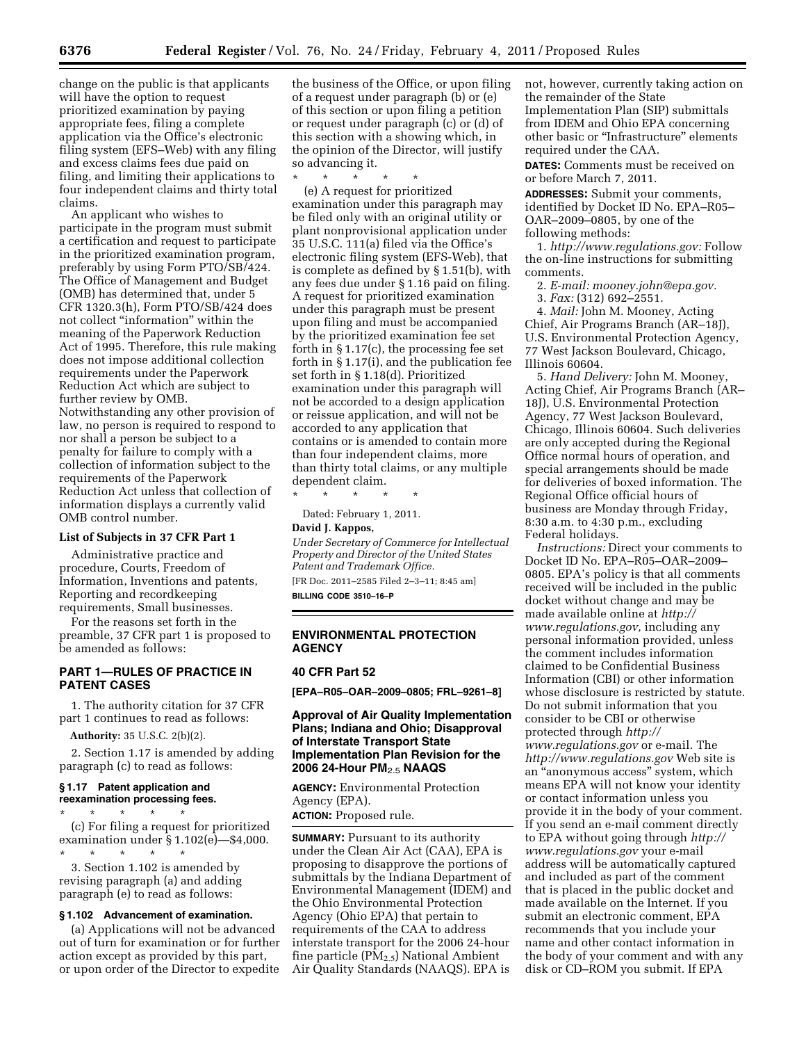change on the public is that applicants will have the option to request prioritized examination by paying appropriate fees, filing a complete application via the Office's electronic filing system (EFS–Web) with any filing and excess claims fees due paid on filing, and limiting their applications to four independent claims and thirty total claims.

An applicant who wishes to participate in the program must submit a certification and request to participate in the prioritized examination program, preferably by using Form PTO/SB/424. The Office of Management and Budget (OMB) has determined that, under 5 CFR 1320.3(h), Form PTO/SB/424 does not collect "information" within the meaning of the Paperwork Reduction Act of 1995. Therefore, this rule making does not impose additional collection requirements under the Paperwork Reduction Act which are subject to further review by OMB. Notwithstanding any other provision of law, no person is required to respond to nor shall a person be subject to a penalty for failure to comply with a collection of information subject to the requirements of the Paperwork Reduction Act unless that collection of information displays a currently valid OMB control number.

### List of Subjects in 37 CFR Part 1

Administrative practice and procedure, Courts, Freedom of Information, Inventions and patents, Reporting and recordkeeping requirements, Small businesses.

For the reasons set forth in the preamble, 37 CFR part 1 is proposed to be amended as follows:

## PART 1—RULES OF PRACTICE IN PATENT CASES

1. The authority citation for 37 CFR part 1 continues to read as follows:

**Authority:** 35 U.S.C. 2(b)(2).

2. Section 1.17 is amended by adding paragraph (c) to read as follows:

### § 1.17 Patent application and reexamination processing fees.

\* \* \* \* \*

(c) For filing a request for prioritized examination under § 1.102(e)—$4,000.

\* \* \* \* \*

3. Section 1.102 is amended by revising paragraph (a) and adding paragraph (e) to read as follows:

### § 1.102 Advancement of examination.

(a) Applications will not be advanced out of turn for examination or for further action except as provided by this part, or upon order of the Director to expedite the business of the Office, or upon filing of a request under paragraph (b) or (e) of this section or upon filing a petition or request under paragraph (c) or (d) of this section with a showing which, in the opinion of the Director, will justify so advancing it.

\* \* \* \* \*

(e) A request for prioritized examination under this paragraph may be filed only with an original utility or plant nonprovisional application under 35 U.S.C. 111(a) filed via the Office's electronic filing system (EFS-Web), that is complete as defined by § 1.51(b), with any fees due under § 1.16 paid on filing. A request for prioritized examination under this paragraph must be present upon filing and must be accompanied by the prioritized examination fee set forth in § 1.17(c), the processing fee set forth in § 1.17(i), and the publication fee set forth in § 1.18(d). Prioritized examination under this paragraph will not be accorded to a design application or reissue application, and will not be accorded to any application that contains or is amended to contain more than four independent claims, more than thirty total claims, or any multiple dependent claim.

\* \* \* \* \*

Dated: February 1, 2011.

**David J. Kappos,**

*Under Secretary of Commerce for Intellectual Property and Director of the United States Patent and Trademark Office.*

[FR Doc. 2011–2585 Filed 2–3–11; 8:45 am]

**BILLING CODE 3510–16–P**

## ENVIRONMENTAL PROTECTION AGENCY

### 40 CFR Part 52

**[EPA–R05–OAR–2009–0805; FRL–9261–8]**

### Approval of Air Quality Implementation Plans; Indiana and Ohio; Disapproval of Interstate Transport State Implementation Plan Revision for the 2006 24-Hour $PM_{2.5}$ NAAQS

**AGENCY:** Environmental Protection Agency (EPA).

**ACTION:** Proposed rule.

**SUMMARY:** Pursuant to its authority under the Clean Air Act (CAA), EPA is proposing to disapprove the portions of submittals by the Indiana Department of Environmental Management (IDEM) and the Ohio Environmental Protection Agency (Ohio EPA) that pertain to requirements of the CAA to address interstate transport for the 2006 24-hour fine particle ($PM_{2.5}$) National Ambient Air Quality Standards (NAAQS). EPA is not, however, currently taking action on the remainder of the State Implementation Plan (SIP) submittals from IDEM and Ohio EPA concerning other basic or "Infrastructure" elements required under the CAA.

**DATES:** Comments must be received on or before March 7, 2011.

**ADDRESSES:** Submit your comments, identified by Docket ID No. EPA–R05–OAR–2009–0805, by one of the following methods:

1. *http://www.regulations.gov:* Follow the on-line instructions for submitting comments.
2. *E-mail: mooney.john@epa.gov.*
3. *Fax:* (312) 692–2551.
4. *Mail:* John M. Mooney, Acting Chief, Air Programs Branch (AR–18J), U.S. Environmental Protection Agency, 77 West Jackson Boulevard, Chicago, Illinois 60604.
5. *Hand Delivery:* John M. Mooney, Acting Chief, Air Programs Branch (AR–18J), U.S. Environmental Protection Agency, 77 West Jackson Boulevard, Chicago, Illinois 60604. Such deliveries are only accepted during the Regional Office normal hours of operation, and special arrangements should be made for deliveries of boxed information. The Regional Office official hours of business are Monday through Friday, 8:30 a.m. to 4:30 p.m., excluding Federal holidays.

*Instructions:* Direct your comments to Docket ID No. EPA–R05–OAR–2009–0805. EPA's policy is that all comments received will be included in the public docket without change and may be made available online at *http://www.regulations.gov,* including any personal information provided, unless the comment includes information claimed to be Confidential Business Information (CBI) or other information whose disclosure is restricted by statute. Do not submit information that you consider to be CBI or otherwise protected through *http://www.regulations.gov* or e-mail. The *http://www.regulations.gov* Web site is an "anonymous access" system, which means EPA will not know your identity or contact information unless you provide it in the body of your comment. If you send an e-mail comment directly to EPA without going through *http://www.regulations.gov* your e-mail address will be automatically captured and included as part of the comment that is placed in the public docket and made available on the Internet. If you submit an electronic comment, EPA recommends that you include your name and other contact information in the body of your comment and with any disk or CD–ROM you submit. If EPA